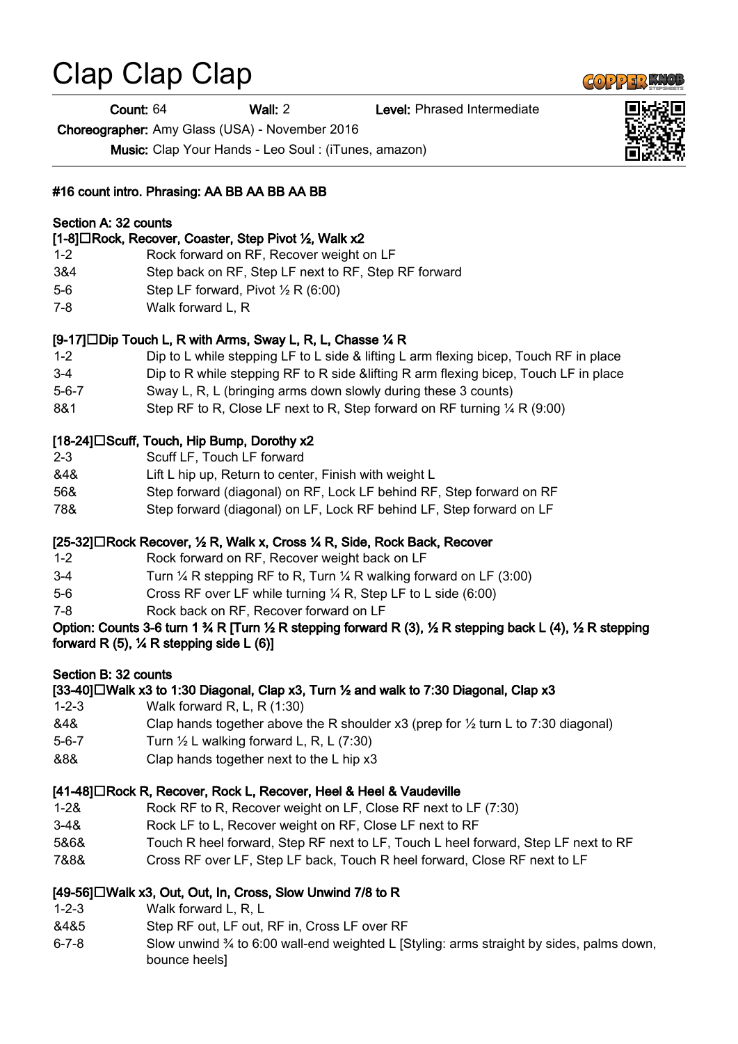# Clap Clap Clap

**Count:** 64 **Wall:** 2 **Level:** Phrased Intermediate

**Choreographer:** Amy Glass (USA) - November 2016

**Music:** Clap Your Hands - Leo Soul : (iTunes, amazon)

**#16 count intro. Phrasing: AA BB AA BB AA BB**

**Section A: 32 counts**

**[1-8] Rock, Recover, Coaster, Step Pivot ½, Walk x2**

| | |
|---|---|
| 1-2 | Rock forward on RF, Recover weight on LF |
| 3&4 | Step back on RF, Step LF next to RF, Step RF forward |
| 5-6 | Step LF forward, Pivot ½ R (6:00) |
| 7-8 | Walk forward L, R |

**[9-17] Dip Touch L, R with Arms, Sway L, R, L, Chasse ¼ R**

| | |
|---|---|
| 1-2 | Dip to L while stepping LF to L side & lifting L arm flexing bicep, Touch RF in place |
| 3-4 | Dip to R while stepping RF to R side &lifting R arm flexing bicep, Touch LF in place |
| 5-6-7 | Sway L, R, L (bringing arms down slowly during these 3 counts) |
| 8&1 | Step RF to R, Close LF next to R, Step forward on RF turning ¼ R (9:00) |

**[18-24] Scuff, Touch, Hip Bump, Dorothy x2**

| | |
|---|---|
| 2-3 | Scuff LF, Touch LF forward |
| &4& | Lift L hip up, Return to center, Finish with weight L |
| 56& | Step forward (diagonal) on RF, Lock LF behind RF, Step forward on RF |
| 78& | Step forward (diagonal) on LF, Lock RF behind LF, Step forward on LF |

**[25-32] Rock Recover, ½ R, Walk x, Cross ¼ R, Side, Rock Back, Recover**

| | |
|---|---|
| 1-2 | Rock forward on RF, Recover weight back on LF |
| 3-4 | Turn ¼ R stepping RF to R, Turn ¼ R walking forward on LF (3:00) |
| 5-6 | Cross RF over LF while turning ¼ R, Step LF to L side (6:00) |
| 7-8 | Rock back on RF, Recover forward on LF |

**Option: Counts 3-6 turn 1 ¾ R [Turn ½ R stepping forward R (3), ½ R stepping back L (4), ½ R stepping forward R (5), ¼ R stepping side L (6)]**

**Section B: 32 counts**

**[33-40] Walk x3 to 1:30 Diagonal, Clap x3, Turn ½ and walk to 7:30 Diagonal, Clap x3**

| | |
|---|---|
| 1-2-3 | Walk forward R, L, R (1:30) |
| &4& | Clap hands together above the R shoulder x3 (prep for ½ turn L to 7:30 diagonal) |
| 5-6-7 | Turn ½ L walking forward L, R, L (7:30) |
| &8& | Clap hands together next to the L hip x3 |

**[41-48] Rock R, Recover, Rock L, Recover, Heel & Heel & Vaudeville**

| | |
|---|---|
| 1-2& | Rock RF to R, Recover weight on LF, Close RF next to LF (7:30) |
| 3-4& | Rock LF to L, Recover weight on RF, Close LF next to RF |
| 5&6& | Touch R heel forward, Step RF next to LF, Touch L heel forward, Step LF next to RF |
| 7&8& | Cross RF over LF, Step LF back, Touch R heel forward, Close RF next to LF |

**[49-56] Walk x3, Out, Out, In, Cross, Slow Unwind 7/8 to R**

| | |
|---|---|
| 1-2-3 | Walk forward L, R, L |
| &4&5 | Step RF out, LF out, RF in, Cross LF over RF |
| 6-7-8 | Slow unwind ¾ to 6:00 wall-end weighted L [Styling: arms straight by sides, palms down, bounce heels] |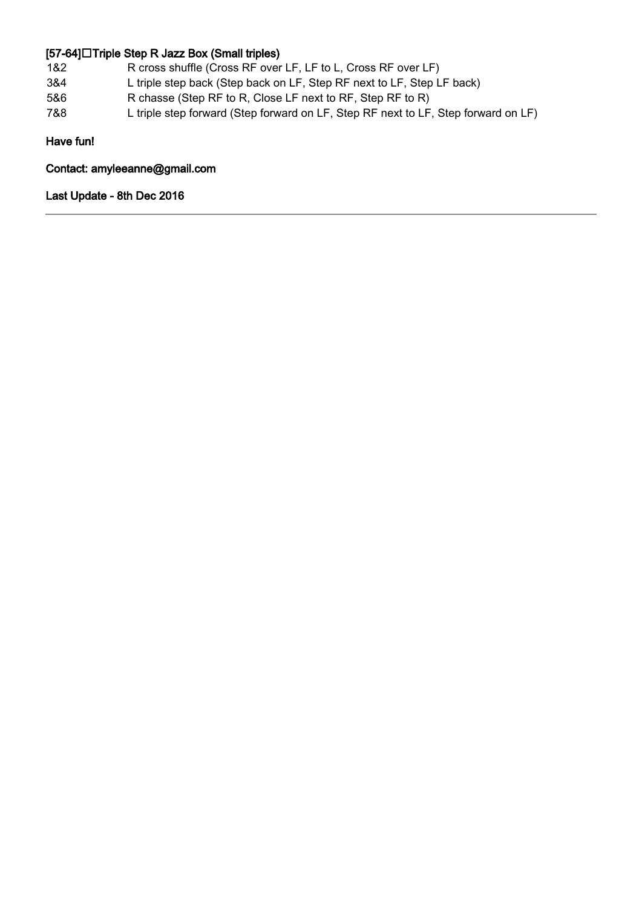**[57-64] Triple Step R Jazz Box (Small triples)**

| | |
|---|---|
| 1&2 | R cross shuffle (Cross RF over LF, LF to L, Cross RF over LF) |
| 3&4 | L triple step back (Step back on LF, Step RF next to LF, Step LF back) |
| 5&6 | R chasse (Step RF to R, Close LF next to RF, Step RF to R) |
| 7&8 | L triple step forward (Step forward on LF, Step RF next to LF, Step forward on LF) |

**Have fun!**

**Contact: amyleeanne@gmail.com**

**Last Update - 8th Dec 2016**